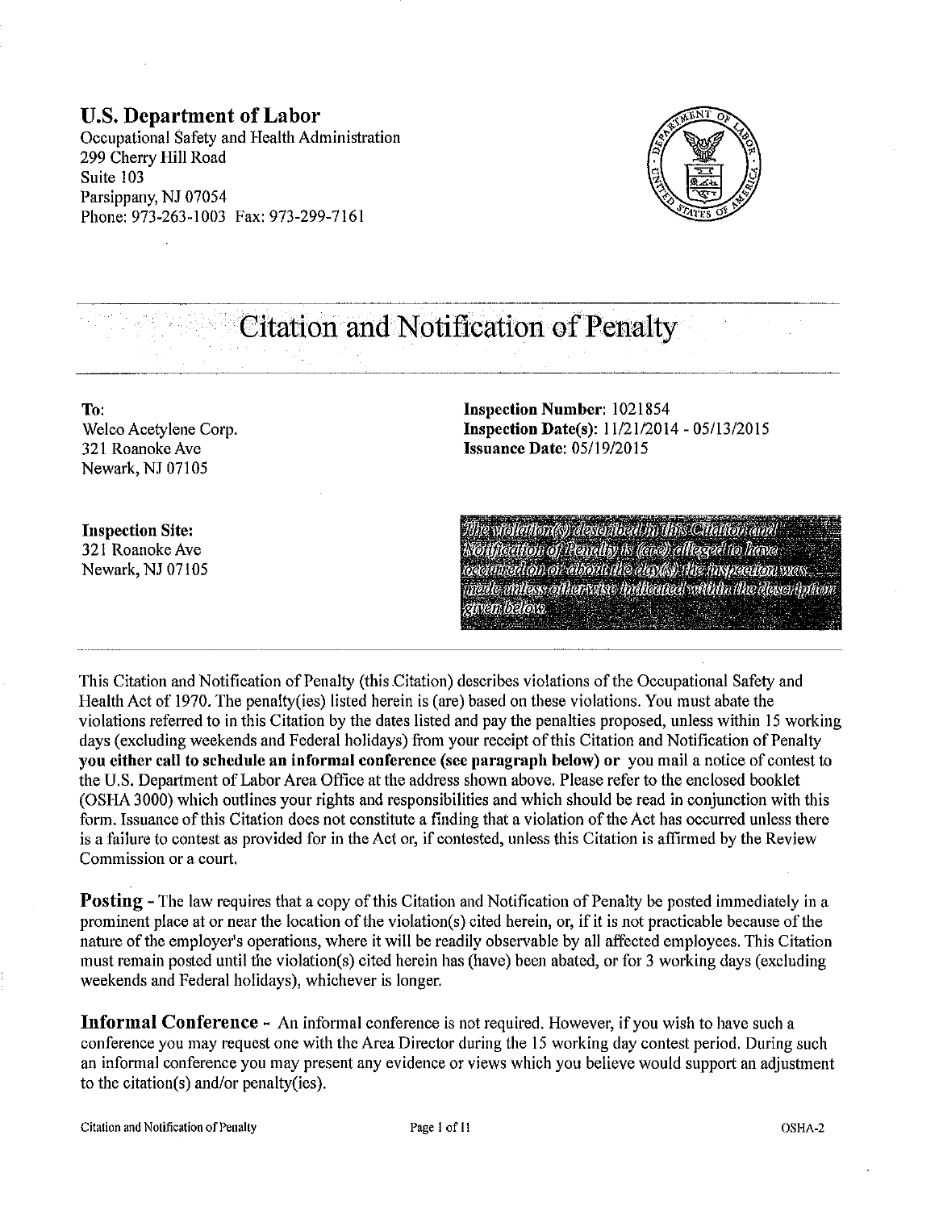**U.S. Department of Labor**
Occupational Safety and Health Administration
299 Cherry Hill Road
Suite 103
Parsippany, NJ 07054
Phone: 973-263-1003 Fax: 973-299-7161

# Citation and Notification of Penalty

**To:**
Welco Acetylene Corp.
321 Roanoke Ave
Newark, NJ 07105

**Inspection Number:** 1021854
**Inspection Date(s):** 11/21/2014 - 05/13/2015
**Issuance Date:** 05/19/2015

**Inspection Site:**
321 Roanoke Ave
Newark, NJ 07105

*The violation(s) described in this Citation and Notification of Penalty is (are) alleged to have occurred on or about the day(s) the inspection was made unless otherwise indicated within the description given below.*

This Citation and Notification of Penalty (this Citation) describes violations of the Occupational Safety and Health Act of 1970. The penalty(ies) listed herein is (are) based on these violations. You must abate the violations referred to in this Citation by the dates listed and pay the penalties proposed, unless within 15 working days (excluding weekends and Federal holidays) from your receipt of this Citation and Notification of Penalty **you either call to schedule an informal conference (see paragraph below) or** you mail a notice of contest to the U.S. Department of Labor Area Office at the address shown above. Please refer to the enclosed booklet (OSHA 3000) which outlines your rights and responsibilities and which should be read in conjunction with this form. Issuance of this Citation does not constitute a finding that a violation of the Act has occurred unless there is a failure to contest as provided for in the Act or, if contested, unless this Citation is affirmed by the Review Commission or a court.

**Posting** - The law requires that a copy of this Citation and Notification of Penalty be posted immediately in a prominent place at or near the location of the violation(s) cited herein, or, if it is not practicable because of the nature of the employer's operations, where it will be readily observable by all affected employees. This Citation must remain posted until the violation(s) cited herein has (have) been abated, or for 3 working days (excluding weekends and Federal holidays), whichever is longer.

**Informal Conference** - An informal conference is not required. However, if you wish to have such a conference you may request one with the Area Director during the 15 working day contest period. During such an informal conference you may present any evidence or views which you believe would support an adjustment to the citation(s) and/or penalty(ies).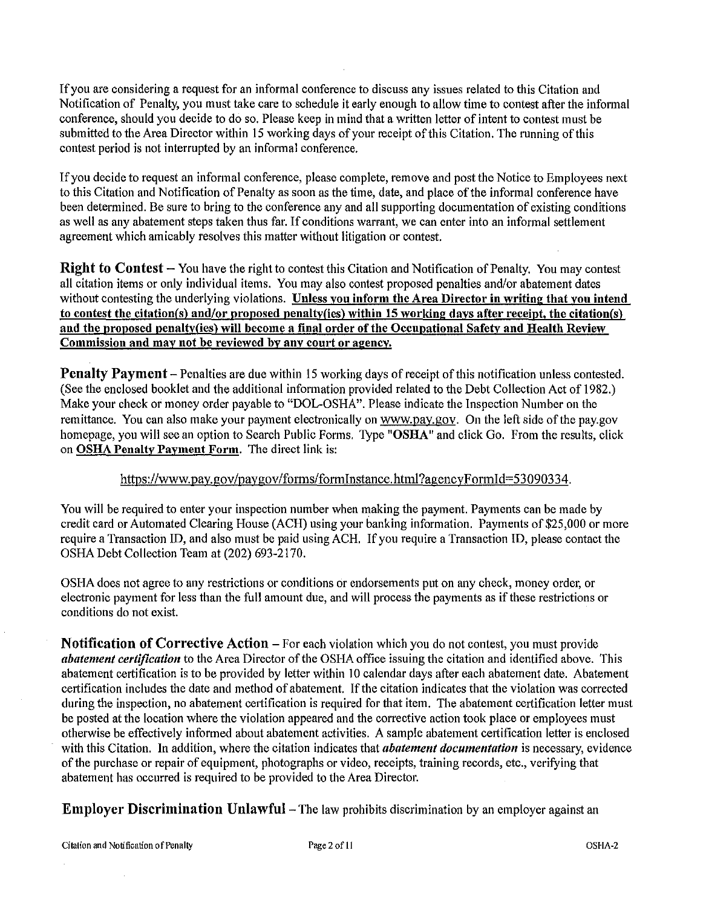If you are considering a request for an informal conference to discuss any issues related to this Citation and Notification of Penalty, you must take care to schedule it early enough to allow time to contest after the informal conference, should you decide to do so. Please keep in mind that a written letter of intent to contest must be submitted to the Area Director within 15 working days of your receipt of this Citation. The running of this contest period is not interrupted by an informal conference.

If you decide to request an informal conference, please complete, remove and post the Notice to Employees next to this Citation and Notification of Penalty as soon as the time, date, and place of the informal conference have been determined. Be sure to bring to the conference any and all supporting documentation of existing conditions as well as any abatement steps taken thus far. If conditions warrant, we can enter into an informal settlement agreement which amicably resolves this matter without litigation or contest.

**Right to Contest** – You have the right to contest this Citation and Notification of Penalty. You may contest all citation items or only individual items. You may also contest proposed penalties and/or abatement dates without contesting the underlying violations. **Unless you inform the Area Director in writing that you intend to contest the citation(s) and/or proposed penalty(ies) within 15 working days after receipt, the citation(s) and the proposed penalty(ies) will become a final order of the Occupational Safety and Health Review Commission and may not be reviewed by any court or agency.**

**Penalty Payment** – Penalties are due within 15 working days of receipt of this notification unless contested. (See the enclosed booklet and the additional information provided related to the Debt Collection Act of 1982.) Make your check or money order payable to "DOL-OSHA". Please indicate the Inspection Number on the remittance. You can also make your payment electronically on www.pay.gov. On the left side of the pay.gov homepage, you will see an option to Search Public Forms. Type "**OSHA**" and click Go. From the results, click on **OSHA Penalty Payment Form**. The direct link is:

https://www.pay.gov/paygov/forms/formInstance.html?agencyFormId=53090334.

You will be required to enter your inspection number when making the payment. Payments can be made by credit card or Automated Clearing House (ACH) using your banking information. Payments of $25,000 or more require a Transaction ID, and also must be paid using ACH. If you require a Transaction ID, please contact the OSHA Debt Collection Team at (202) 693-2170.

OSHA does not agree to any restrictions or conditions or endorsements put on any check, money order, or electronic payment for less than the full amount due, and will process the payments as if these restrictions or conditions do not exist.

**Notification of Corrective Action** – For each violation which you do not contest, you must provide ***abatement certification*** to the Area Director of the OSHA office issuing the citation and identified above. This abatement certification is to be provided by letter within 10 calendar days after each abatement date. Abatement certification includes the date and method of abatement. If the citation indicates that the violation was corrected during the inspection, no abatement certification is required for that item. The abatement certification letter must be posted at the location where the violation appeared and the corrective action took place or employees must otherwise be effectively informed about abatement activities. A sample abatement certification letter is enclosed with this Citation. In addition, where the citation indicates that ***abatement documentation*** is necessary, evidence of the purchase or repair of equipment, photographs or video, receipts, training records, etc., verifying that abatement has occurred is required to be provided to the Area Director.

**Employer Discrimination Unlawful** – The law prohibits discrimination by an employer against an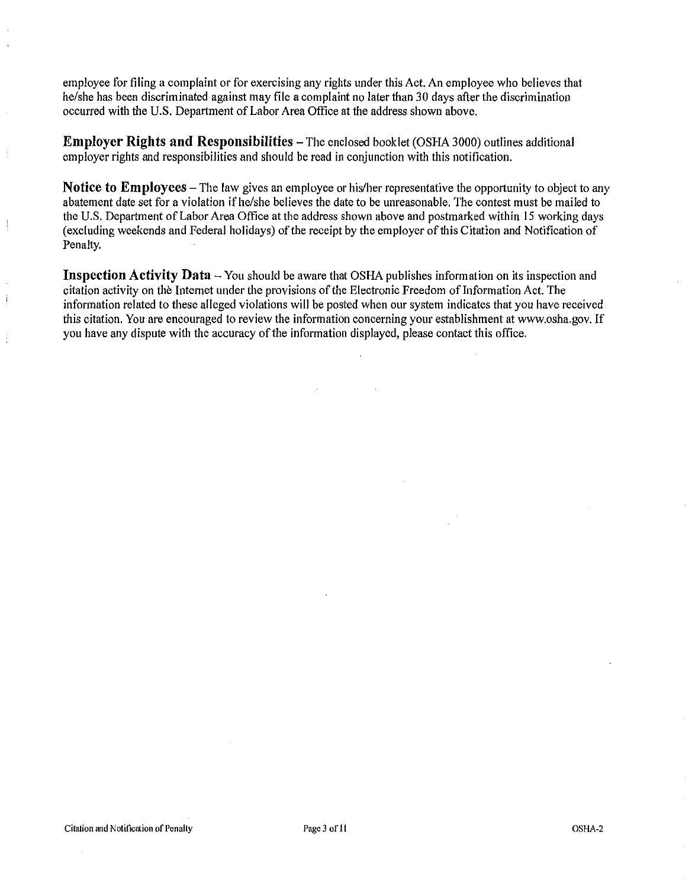employee for filing a complaint or for exercising any rights under this Act. An employee who believes that he/she has been discriminated against may file a complaint no later than 30 days after the discrimination occurred with the U.S. Department of Labor Area Office at the address shown above.

**Employer Rights and Responsibilities** – The enclosed booklet (OSHA 3000) outlines additional employer rights and responsibilities and should be read in conjunction with this notification.

**Notice to Employees** – The law gives an employee or his/her representative the opportunity to object to any abatement date set for a violation if he/she believes the date to be unreasonable. The contest must be mailed to the U.S. Department of Labor Area Office at the address shown above and postmarked within 15 working days (excluding weekends and Federal holidays) of the receipt by the employer of this Citation and Notification of Penalty.

**Inspection Activity Data** – You should be aware that OSHA publishes information on its inspection and citation activity on the Internet under the provisions of the Electronic Freedom of Information Act. The information related to these alleged violations will be posted when our system indicates that you have received this citation. You are encouraged to review the information concerning your establishment at www.osha.gov. If you have any dispute with the accuracy of the information displayed, please contact this office.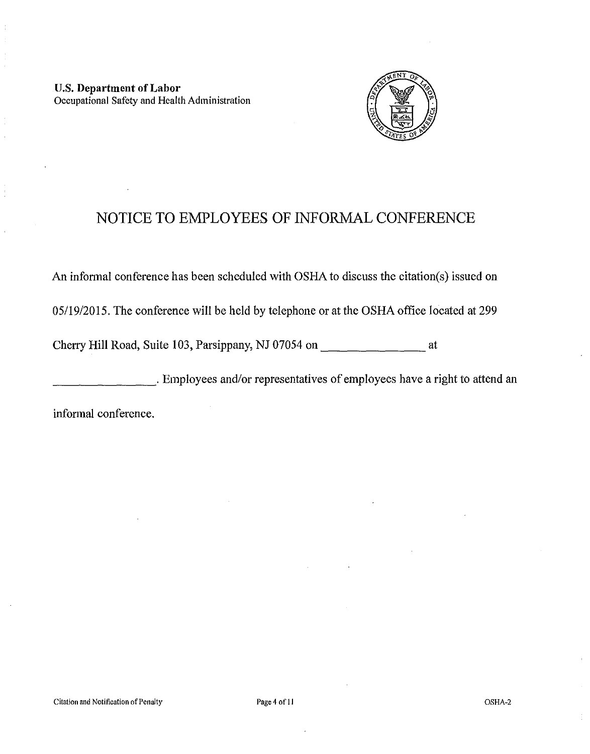**U.S. Department of Labor**
Occupational Safety and Health Administration

# NOTICE TO EMPLOYEES OF INFORMAL CONFERENCE

An informal conference has been scheduled with OSHA to discuss the citation(s) issued on 05/19/2015. The conference will be held by telephone or at the OSHA office located at 299 Cherry Hill Road, Suite 103, Parsippany, NJ 07054 on ________________ at ________________. Employees and/or representatives of employees have a right to attend an informal conference.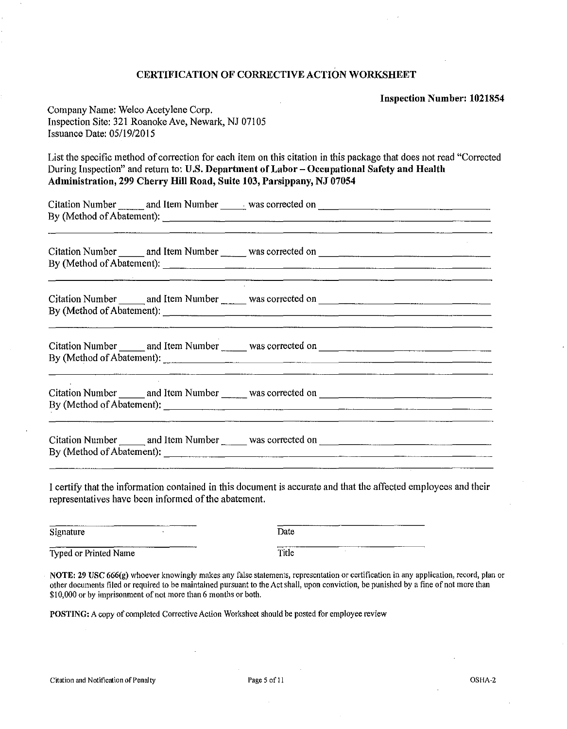# CERTIFICATION OF CORRECTIVE ACTION WORKSHEET

**Inspection Number: 1021854**

Company Name: Welco Acetylene Corp.
Inspection Site: 321 Roanoke Ave, Newark, NJ 07105
Issuance Date: 05/19/2015

List the specific method of correction for each item on this citation in this package that does not read "Corrected During Inspection" and return to: **U.S. Department of Labor – Occupational Safety and Health Administration, 299 Cherry Hill Road, Suite 103, Parsippany, NJ 07054**

Citation Number _____ and Item Number _____ was corrected on ______________________________
By (Method of Abatement): ______________________________________________________________
______________________________________________________________________________

Citation Number _____ and Item Number _____ was corrected on ______________________________
By (Method of Abatement): ______________________________________________________________
______________________________________________________________________________

Citation Number _____ and Item Number _____ was corrected on ______________________________
By (Method of Abatement): ______________________________________________________________
______________________________________________________________________________

Citation Number _____ and Item Number _____ was corrected on ______________________________
By (Method of Abatement): ______________________________________________________________
______________________________________________________________________________

Citation Number _____ and Item Number _____ was corrected on ______________________________
By (Method of Abatement): ______________________________________________________________
______________________________________________________________________________

Citation Number _____ and Item Number _____ was corrected on ______________________________
By (Method of Abatement): ______________________________________________________________
______________________________________________________________________________

I certify that the information contained in this document is accurate and that the affected employees and their representatives have been informed of the abatement.

| | |
|---|---|
| Signature | Date |
| Typed or Printed Name | Title |

**NOTE: 29 USC 666(g)** whoever knowingly makes any false statements, representation or certification in any application, record, plan or other documents filed or required to be maintained pursuant to the Act shall, upon conviction, be punished by a fine of not more than $10,000 or by imprisonment of not more than 6 months or both.

**POSTING:** A copy of completed Corrective Action Worksheet should be posted for employee review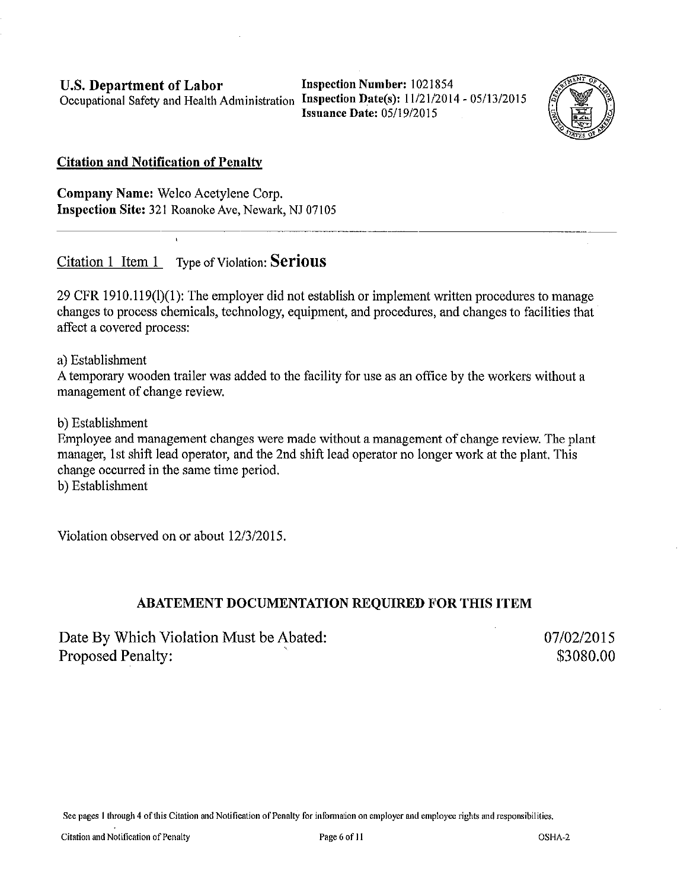**U.S. Department of Labor**
Occupational Safety and Health Administration

**Inspection Number:** 1021854
**Inspection Date(s):** 11/21/2014 - 05/13/2015
**Issuance Date:** 05/19/2015

**Citation and Notification of Penalty**

**Company Name:** Welco Acetylene Corp.
**Inspection Site:** 321 Roanoke Ave, Newark, NJ 07105

---

Citation 1 Item 1 Type of Violation: **Serious**

29 CFR 1910.119(l)(1): The employer did not establish or implement written procedures to manage changes to process chemicals, technology, equipment, and procedures, and changes to facilities that affect a covered process:

a) Establishment
A temporary wooden trailer was added to the facility for use as an office by the workers without a management of change review.

b) Establishment
Employee and management changes were made without a management of change review. The plant manager, 1st shift lead operator, and the 2nd shift lead operator no longer work at the plant. This change occurred in the same time period.
b) Establishment

Violation observed on or about 12/3/2015.

**ABATEMENT DOCUMENTATION REQUIRED FOR THIS ITEM**

| | |
|---|---|
| Date By Which Violation Must be Abated: | 07/02/2015 |
| Proposed Penalty: | $3080.00 |

See pages 1 through 4 of this Citation and Notification of Penalty for information on employer and employee rights and responsibilities.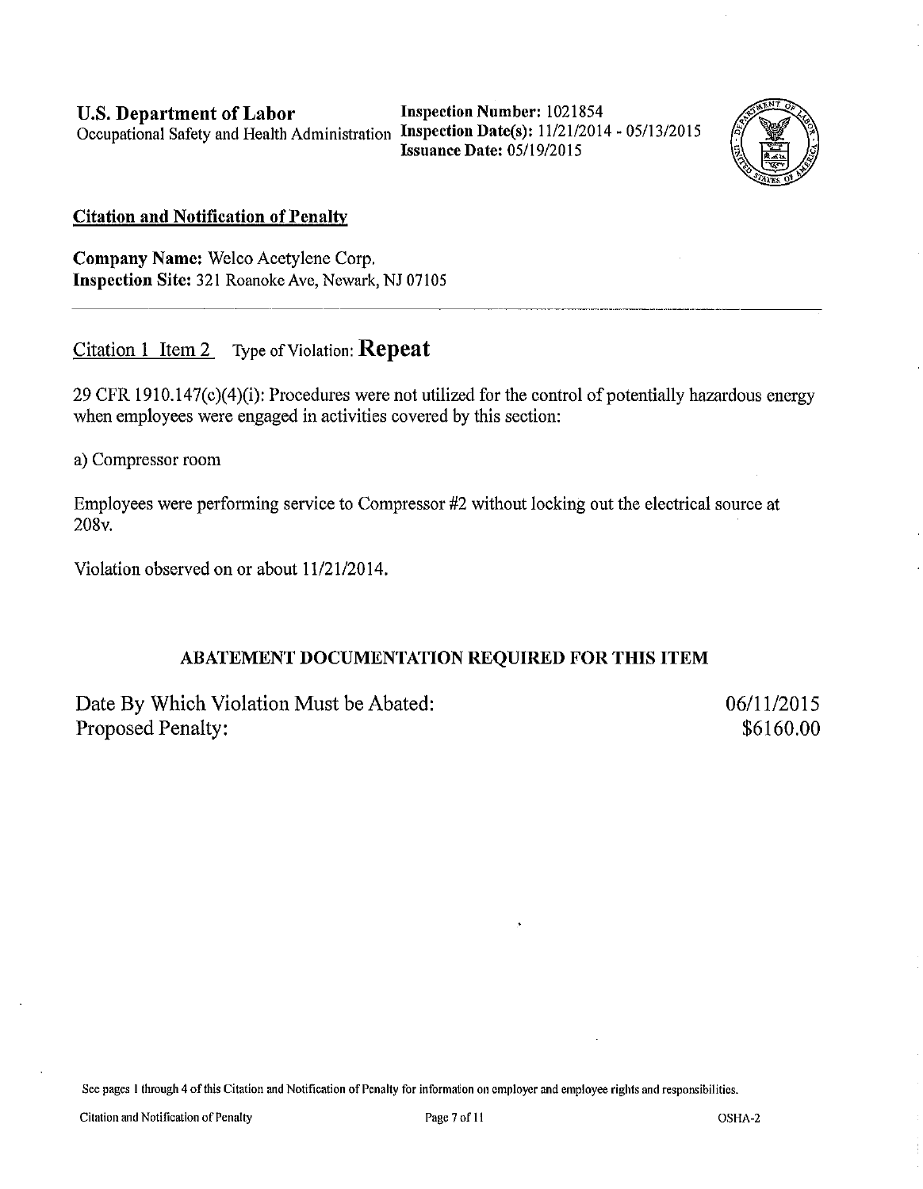**U.S. Department of Labor**
Occupational Safety and Health Administration

**Inspection Number:** 1021854
**Inspection Date(s):** 11/21/2014 - 05/13/2015
**Issuance Date:** 05/19/2015

## Citation and Notification of Penalty

**Company Name:** Welco Acetylene Corp.
**Inspection Site:** 321 Roanoke Ave, Newark, NJ 07105

---

Citation 1 Item 2 Type of Violation: **Repeat**

29 CFR 1910.147(c)(4)(i): Procedures were not utilized for the control of potentially hazardous energy when employees were engaged in activities covered by this section:

a) Compressor room

Employees were performing service to Compressor #2 without locking out the electrical source at 208v.

Violation observed on or about 11/21/2014.

### ABATEMENT DOCUMENTATION REQUIRED FOR THIS ITEM

| | |
|---|---|
| Date By Which Violation Must be Abated: | 06/11/2015 |
| Proposed Penalty: | $6160.00 |

See pages 1 through 4 of this Citation and Notification of Penalty for information on employer and employee rights and responsibilities.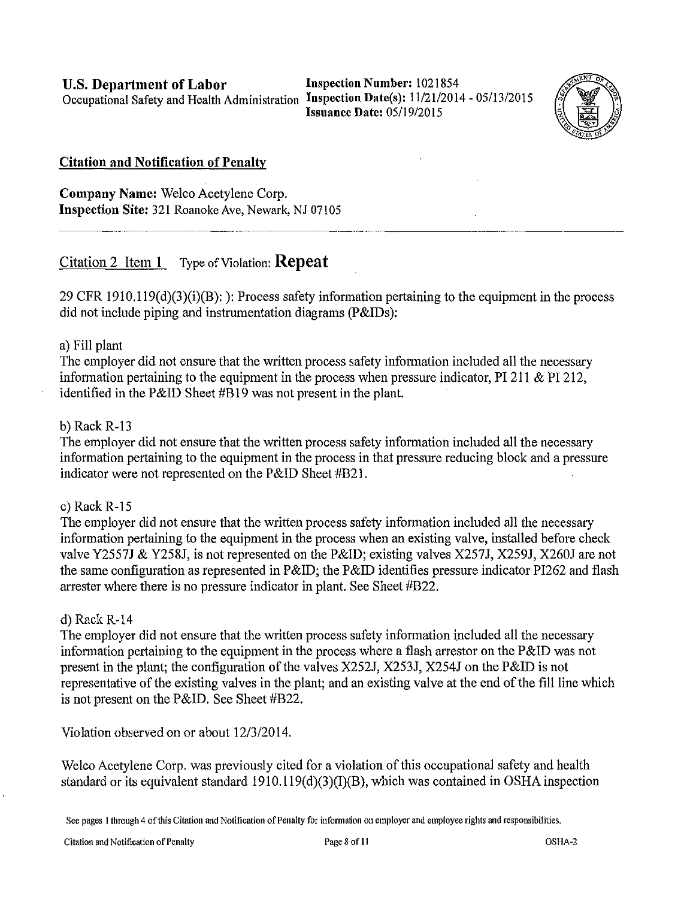**U.S. Department of Labor**
Occupational Safety and Health Administration

**Inspection Number:** 1021854
**Inspection Date(s):** 11/21/2014 - 05/13/2015
**Issuance Date:** 05/19/2015

## Citation and Notification of Penalty

**Company Name:** Welco Acetylene Corp.
**Inspection Site:** 321 Roanoke Ave, Newark, NJ 07105

---

Citation 2 Item 1 Type of Violation: **Repeat**

29 CFR 1910.119(d)(3)(i)(B): ): Process safety information pertaining to the equipment in the process did not include piping and instrumentation diagrams (P&IDs):

a) Fill plant
The employer did not ensure that the written process safety information included all the necessary information pertaining to the equipment in the process when pressure indicator, PI 211 & PI 212, identified in the P&ID Sheet #B19 was not present in the plant.

b) Rack R-13
The employer did not ensure that the written process safety information included all the necessary information pertaining to the equipment in the process in that pressure reducing block and a pressure indicator were not represented on the P&ID Sheet #B21.

c) Rack R-15
The employer did not ensure that the written process safety information included all the necessary information pertaining to the equipment in the process when an existing valve, installed before check valve Y2557J & Y258J, is not represented on the P&ID; existing valves X257J, X259J, X260J are not the same configuration as represented in P&ID; the P&ID identifies pressure indicator PI262 and flash arrester where there is no pressure indicator in plant. See Sheet #B22.

d) Rack R-14
The employer did not ensure that the written process safety information included all the necessary information pertaining to the equipment in the process where a flash arrestor on the P&ID was not present in the plant; the configuration of the valves X252J, X253J, X254J on the P&ID is not representative of the existing valves in the plant; and an existing valve at the end of the fill line which is not present on the P&ID. See Sheet #B22.

Violation observed on or about 12/3/2014.

Welco Acetylene Corp. was previously cited for a violation of this occupational safety and health standard or its equivalent standard 1910.119(d)(3)(I)(B), which was contained in OSHA inspection

See pages 1 through 4 of this Citation and Notification of Penalty for information on employer and employee rights and responsibilities.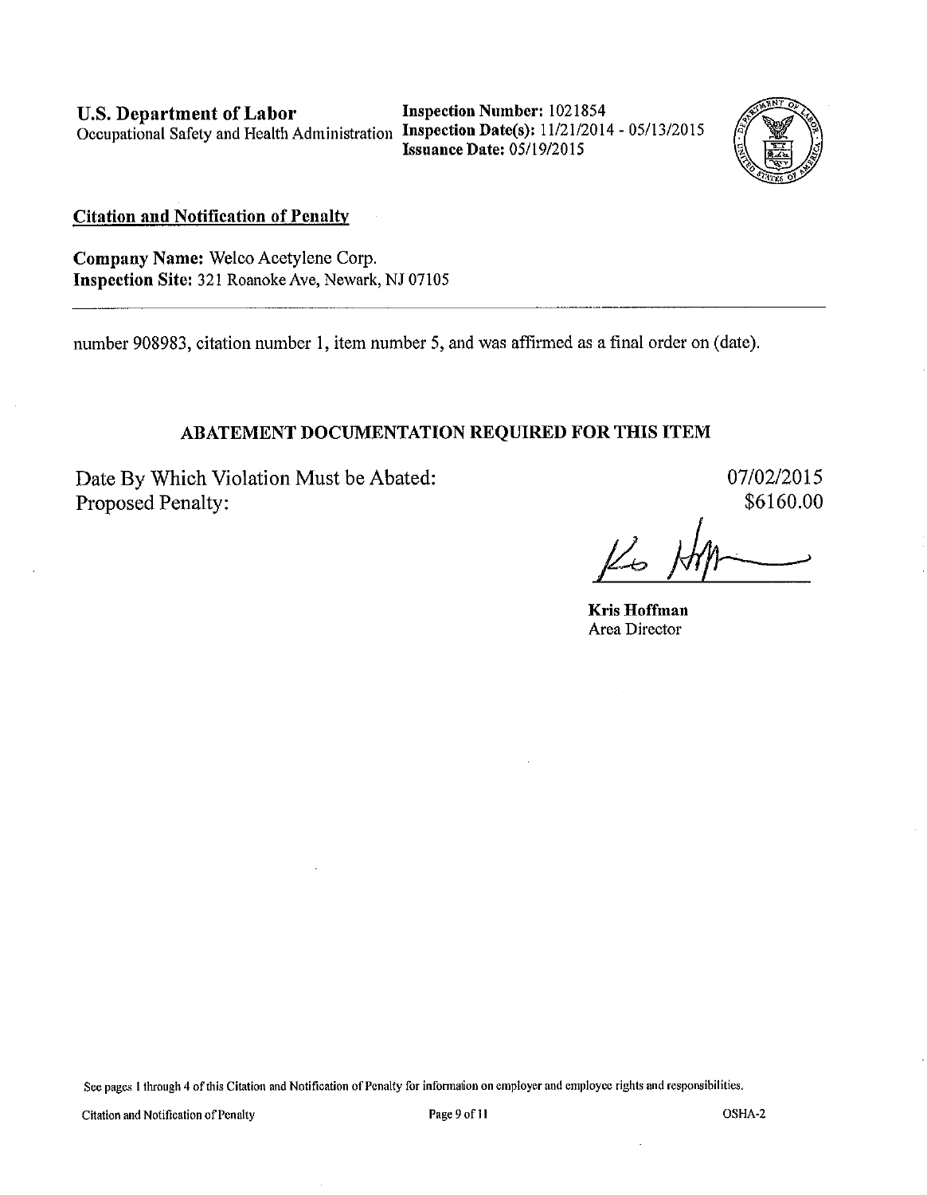**U.S. Department of Labor**
Occupational Safety and Health Administration

**Inspection Number:** 1021854
**Inspection Date(s):** 11/21/2014 - 05/13/2015
**Issuance Date:** 05/19/2015

**Citation and Notification of Penalty**

**Company Name:** Welco Acetylene Corp.
**Inspection Site:** 321 Roanoke Ave, Newark, NJ 07105

---

number 908983, citation number 1, item number 5, and was affirmed as a final order on (date).

**ABATEMENT DOCUMENTATION REQUIRED FOR THIS ITEM**

Date By Which Violation Must be Abated: 07/02/2015
Proposed Penalty: $6160.00

**Kris Hoffman**
Area Director

See pages 1 through 4 of this Citation and Notification of Penalty for information on employer and employee rights and responsibilities.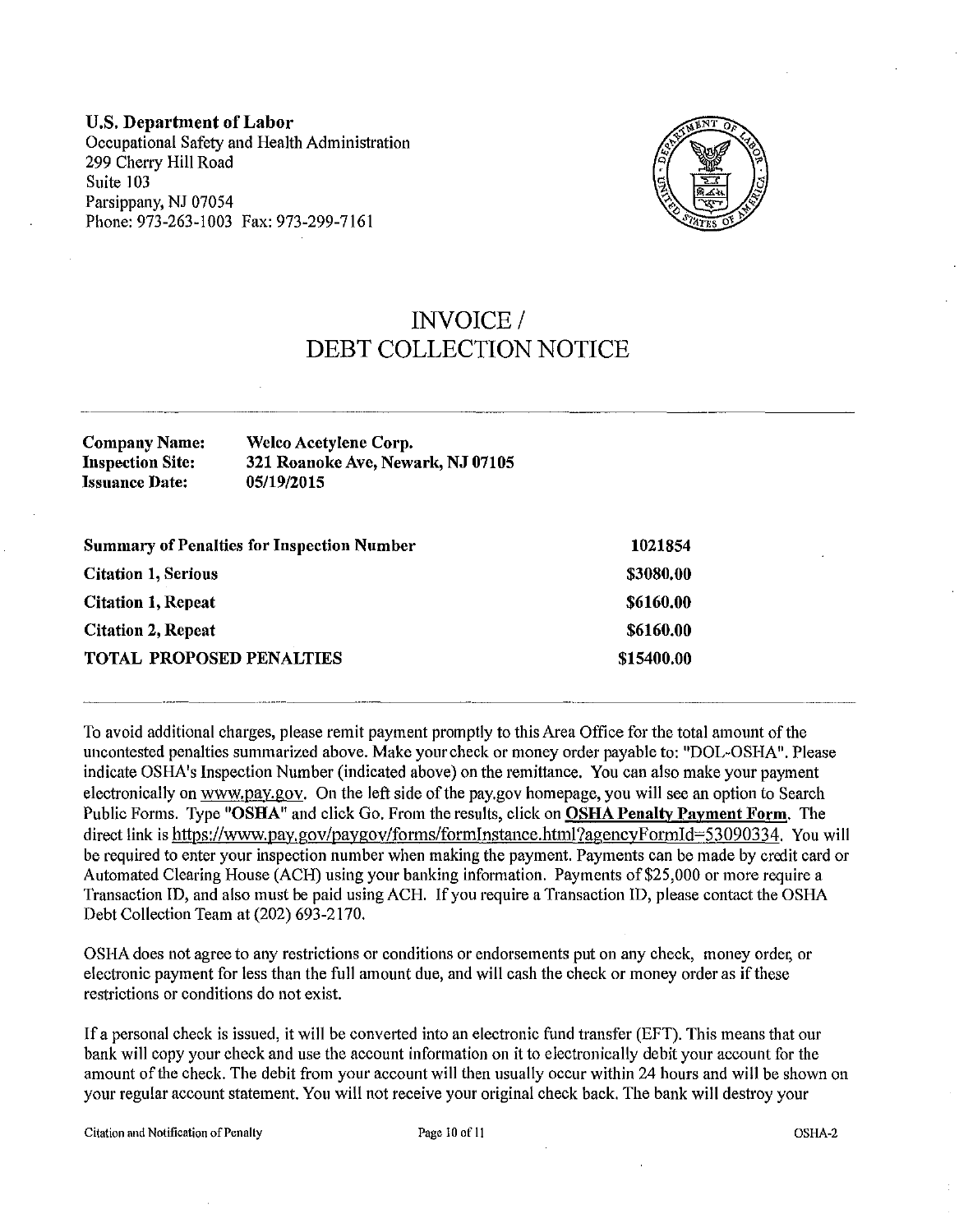**U.S. Department of Labor**
Occupational Safety and Health Administration
299 Cherry Hill Road
Suite 103
Parsippany, NJ 07054
Phone: 973-263-1003 Fax: 973-299-7161

# INVOICE / DEBT COLLECTION NOTICE

**Company Name:** Welco Acetylene Corp.
**Inspection Site:** 321 Roanoke Ave, Newark, NJ 07105
**Issuance Date:** 05/19/2015

| **Summary of Penalties for Inspection Number** | **1021854** |
|---|---|
| **Citation 1, Serious** | **$3080.00** |
| **Citation 1, Repeat** | **$6160.00** |
| **Citation 2, Repeat** | **$6160.00** |
| **TOTAL PROPOSED PENALTIES** | **$15400.00** |

To avoid additional charges, please remit payment promptly to this Area Office for the total amount of the uncontested penalties summarized above. Make your check or money order payable to: "DOL-OSHA". Please indicate OSHA's Inspection Number (indicated above) on the remittance. You can also make your payment electronically on www.pay.gov. On the left side of the pay.gov homepage, you will see an option to Search Public Forms. Type "**OSHA**" and click Go. From the results, click on **OSHA Penalty Payment Form**. The direct link is https://www.pay.gov/paygov/forms/formInstance.html?agencyFormId=53090334. You will be required to enter your inspection number when making the payment. Payments can be made by credit card or Automated Clearing House (ACH) using your banking information. Payments of $25,000 or more require a Transaction ID, and also must be paid using ACH. If you require a Transaction ID, please contact the OSHA Debt Collection Team at (202) 693-2170.

OSHA does not agree to any restrictions or conditions or endorsements put on any check, money order, or electronic payment for less than the full amount due, and will cash the check or money order as if these restrictions or conditions do not exist.

If a personal check is issued, it will be converted into an electronic fund transfer (EFT). This means that our bank will copy your check and use the account information on it to electronically debit your account for the amount of the check. The debit from your account will then usually occur within 24 hours and will be shown on your regular account statement. You will not receive your original check back. The bank will destroy your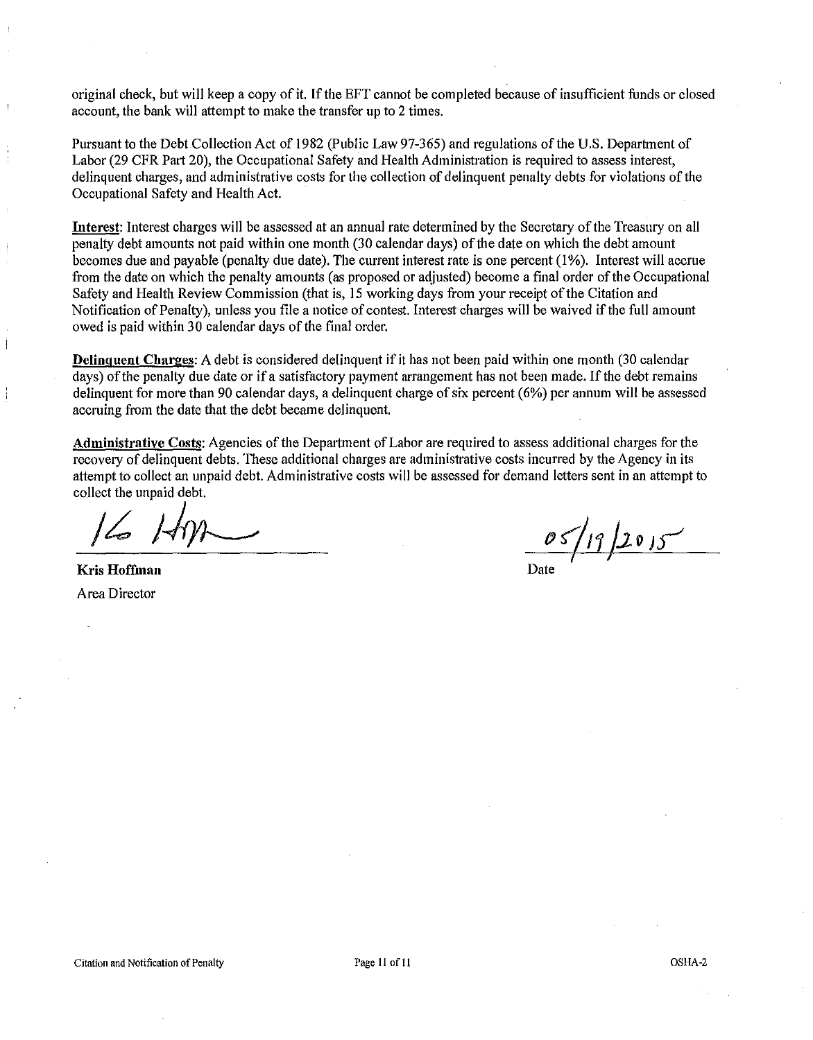original check, but will keep a copy of it. If the EFT cannot be completed because of insufficient funds or closed account, the bank will attempt to make the transfer up to 2 times.

Pursuant to the Debt Collection Act of 1982 (Public Law 97-365) and regulations of the U.S. Department of Labor (29 CFR Part 20), the Occupational Safety and Health Administration is required to assess interest, delinquent charges, and administrative costs for the collection of delinquent penalty debts for violations of the Occupational Safety and Health Act.

**Interest**: Interest charges will be assessed at an annual rate determined by the Secretary of the Treasury on all penalty debt amounts not paid within one month (30 calendar days) of the date on which the debt amount becomes due and payable (penalty due date). The current interest rate is one percent (1%). Interest will accrue from the date on which the penalty amounts (as proposed or adjusted) become a final order of the Occupational Safety and Health Review Commission (that is, 15 working days from your receipt of the Citation and Notification of Penalty), unless you file a notice of contest. Interest charges will be waived if the full amount owed is paid within 30 calendar days of the final order.

**Delinquent Charges**: A debt is considered delinquent if it has not been paid within one month (30 calendar days) of the penalty due date or if a satisfactory payment arrangement has not been made. If the debt remains delinquent for more than 90 calendar days, a delinquent charge of six percent (6%) per annum will be assessed accruing from the date that the debt became delinquent.

**Administrative Costs**: Agencies of the Department of Labor are required to assess additional charges for the recovery of delinquent debts. These additional charges are administrative costs incurred by the Agency in its attempt to collect an unpaid debt. Administrative costs will be assessed for demand letters sent in an attempt to collect the unpaid debt.

**Kris Hoffman**
Area Director

05/19/2015
Date